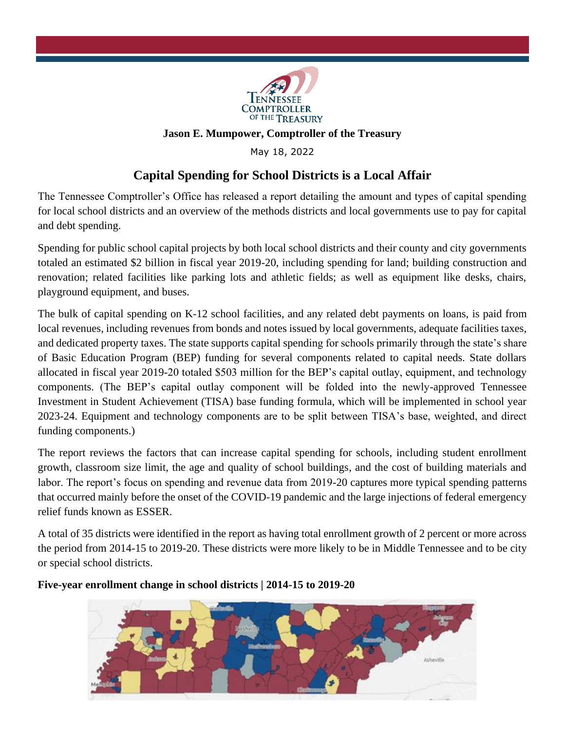**Jason E. Mumpower, Comptroller of the Treasury**

May 18, 2022

# Capital Spending for School Districts is a Local Affair

The Tennessee Comptroller's Office has released a report detailing the amount and types of capital spending for local school districts and an overview of the methods districts and local governments use to pay for capital and debt spending.

Spending for public school capital projects by both local school districts and their county and city governments totaled an estimated $2 billion in fiscal year 2019-20, including spending for land; building construction and renovation; related facilities like parking lots and athletic fields; as well as equipment like desks, chairs, playground equipment, and buses.

The bulk of capital spending on K-12 school facilities, and any related debt payments on loans, is paid from local revenues, including revenues from bonds and notes issued by local governments, adequate facilities taxes, and dedicated property taxes. The state supports capital spending for schools primarily through the state's share of Basic Education Program (BEP) funding for several components related to capital needs. State dollars allocated in fiscal year 2019-20 totaled $503 million for the BEP's capital outlay, equipment, and technology components. (The BEP's capital outlay component will be folded into the newly-approved Tennessee Investment in Student Achievement (TISA) base funding formula, which will be implemented in school year 2023-24. Equipment and technology components are to be split between TISA's base, weighted, and direct funding components.)

The report reviews the factors that can increase capital spending for schools, including student enrollment growth, classroom size limit, the age and quality of school buildings, and the cost of building materials and labor. The report's focus on spending and revenue data from 2019-20 captures more typical spending patterns that occurred mainly before the onset of the COVID-19 pandemic and the large injections of federal emergency relief funds known as ESSER.

A total of 35 districts were identified in the report as having total enrollment growth of 2 percent or more across the period from 2014-15 to 2019-20. These districts were more likely to be in Middle Tennessee and to be city or special school districts.

**Five-year enrollment change in school districts | 2014-15 to 2019-20**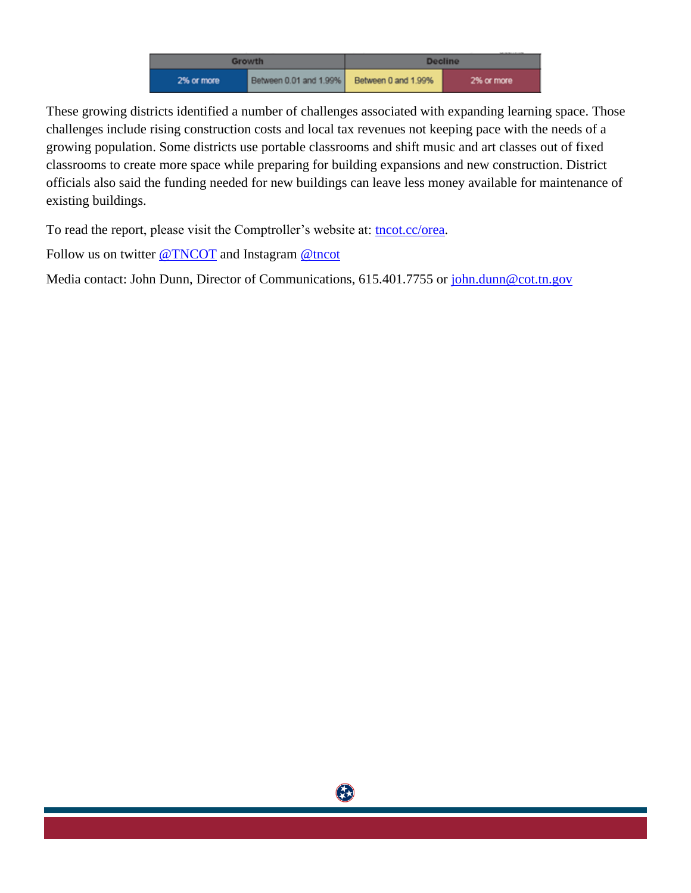| Growth | | Decline | |
|---|---|---|---|
| 2% or more | Between 0.01 and 1.99% | Between 0 and 1.99% | 2% or more |

These growing districts identified a number of challenges associated with expanding learning space. Those challenges include rising construction costs and local tax revenues not keeping pace with the needs of a growing population. Some districts use portable classrooms and shift music and art classes out of fixed classrooms to create more space while preparing for building expansions and new construction. District officials also said the funding needed for new buildings can leave less money available for maintenance of existing buildings.

To read the report, please visit the Comptroller's website at: [tncot.cc/orea](tncot.cc/orea).

Follow us on twitter [@TNCOT](@TNCOT) and Instagram [@tncot](@tncot)

Media contact: John Dunn, Director of Communications, 615.401.7755 or [john.dunn@cot.tn.gov](mailto:john.dunn@cot.tn.gov)